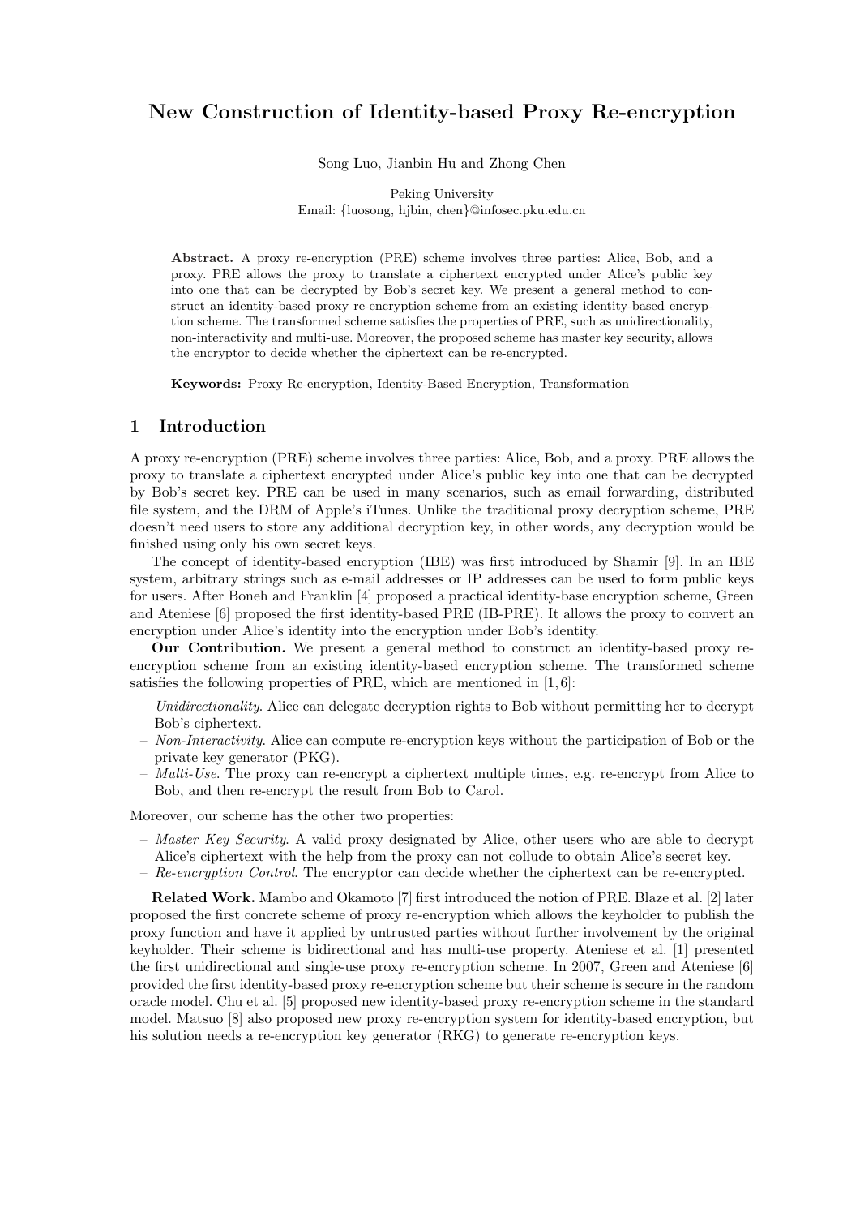# New Construction of Identity-based Proxy Re-encryption

Song Luo, Jianbin Hu and Zhong Chen

Peking University
Email: {luosong, hjbin, chen}@infosec.pku.edu.cn

**Abstract.** A proxy re-encryption (PRE) scheme involves three parties: Alice, Bob, and a proxy. PRE allows the proxy to translate a ciphertext encrypted under Alice's public key into one that can be decrypted by Bob's secret key. We present a general method to construct an identity-based proxy re-encryption scheme from an existing identity-based encryption scheme. The transformed scheme satisfies the properties of PRE, such as unidirectionality, non-interactivity and multi-use. Moreover, the proposed scheme has master key security, allows the encryptor to decide whether the ciphertext can be re-encrypted.

**Keywords:** Proxy Re-encryption, Identity-Based Encryption, Transformation

## 1 Introduction

A proxy re-encryption (PRE) scheme involves three parties: Alice, Bob, and a proxy. PRE allows the proxy to translate a ciphertext encrypted under Alice's public key into one that can be decrypted by Bob's secret key. PRE can be used in many scenarios, such as email forwarding, distributed file system, and the DRM of Apple's iTunes. Unlike the traditional proxy decryption scheme, PRE doesn't need users to store any additional decryption key, in other words, any decryption would be finished using only his own secret keys.

The concept of identity-based encryption (IBE) was first introduced by Shamir [9]. In an IBE system, arbitrary strings such as e-mail addresses or IP addresses can be used to form public keys for users. After Boneh and Franklin [4] proposed a practical identity-base encryption scheme, Green and Ateniese [6] proposed the first identity-based PRE (IB-PRE). It allows the proxy to convert an encryption under Alice's identity into the encryption under Bob's identity.

**Our Contribution.** We present a general method to construct an identity-based proxy re-encryption scheme from an existing identity-based encryption scheme. The transformed scheme satisfies the following properties of PRE, which are mentioned in [1, 6]:

- *Unidirectionality*. Alice can delegate decryption rights to Bob without permitting her to decrypt Bob's ciphertext.
- *Non-Interactivity*. Alice can compute re-encryption keys without the participation of Bob or the private key generator (PKG).
- *Multi-Use*. The proxy can re-encrypt a ciphertext multiple times, e.g. re-encrypt from Alice to Bob, and then re-encrypt the result from Bob to Carol.

Moreover, our scheme has the other two properties:

- *Master Key Security*. A valid proxy designated by Alice, other users who are able to decrypt Alice's ciphertext with the help from the proxy can not collude to obtain Alice's secret key.
- *Re-encryption Control*. The encryptor can decide whether the ciphertext can be re-encrypted.

**Related Work.** Mambo and Okamoto [7] first introduced the notion of PRE. Blaze et al. [2] later proposed the first concrete scheme of proxy re-encryption which allows the keyholder to publish the proxy function and have it applied by untrusted parties without further involvement by the original keyholder. Their scheme is bidirectional and has multi-use property. Ateniese et al. [1] presented the first unidirectional and single-use proxy re-encryption scheme. In 2007, Green and Ateniese [6] provided the first identity-based proxy re-encryption scheme but their scheme is secure in the random oracle model. Chu et al. [5] proposed new identity-based proxy re-encryption scheme in the standard model. Matsuo [8] also proposed new proxy re-encryption system for identity-based encryption, but his solution needs a re-encryption key generator (RKG) to generate re-encryption keys.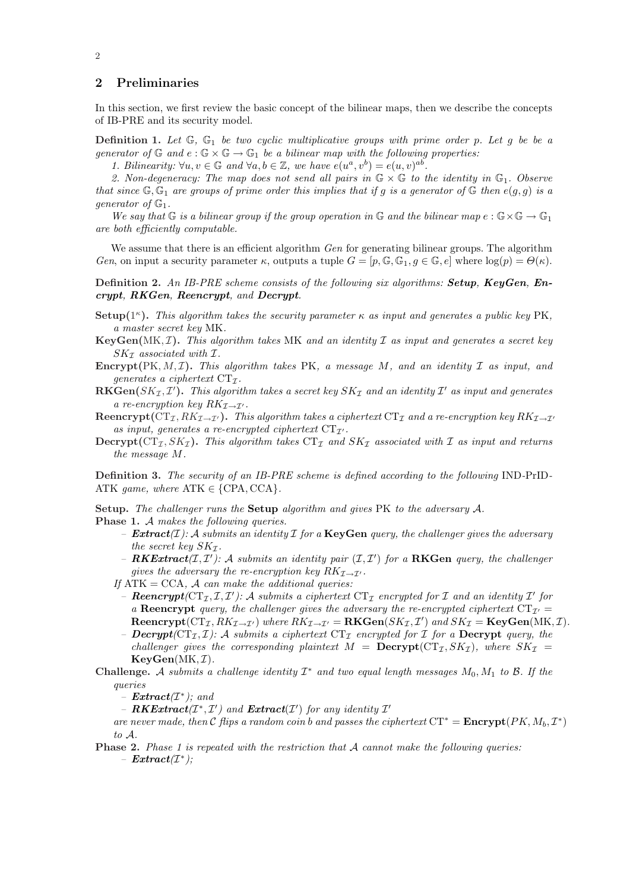## 2 Preliminaries

In this section, we first review the basic concept of the bilinear maps, then we describe the concepts of IB-PRE and its security model.

**Definition 1.** *Let $\mathbb{G}$, $\mathbb{G}_1$ be two cyclic multiplicative groups with prime order $p$. Let $g$ be be a generator of $\mathbb{G}$ and $e : \mathbb{G} \times \mathbb{G} \to \mathbb{G}_1$ be a bilinear map with the following properties:*

*1. Bilinearity: $\forall u, v \in \mathbb{G}$ and $\forall a, b \in \mathbb{Z}$, we have $e(u^a, v^b) = e(u, v)^{ab}$.*

*2. Non-degeneracy: The map does not send all pairs in $\mathbb{G} \times \mathbb{G}$ to the identity in $\mathbb{G}_1$. Observe that since $\mathbb{G}, \mathbb{G}_1$ are groups of prime order this implies that if $g$ is a generator of $\mathbb{G}$ then $e(g, g)$ is a generator of $\mathbb{G}_1$.*

*We say that $\mathbb{G}$ is a bilinear group if the group operation in $\mathbb{G}$ and the bilinear map $e : \mathbb{G} \times \mathbb{G} \to \mathbb{G}_1$ are both efficiently computable.*

We assume that there is an efficient algorithm *Gen* for generating bilinear groups. The algorithm *Gen*, on input a security parameter $\kappa$, outputs a tuple $G = [p, \mathbb{G}, \mathbb{G}_1, g \in \mathbb{G}, e]$ where $\log(p) = \Theta(\kappa)$.

**Definition 2.** *An IB-PRE scheme consists of the following six algorithms:* ***Setup****,* ***KeyGen****,* ***Encrypt****,* ***RKGen****,* ***Reencrypt****, and* ***Decrypt****.*

**Setup($1^\kappa$).** *This algorithm takes the security parameter $\kappa$ as input and generates a public key PK, a master secret key MK.*

**KeyGen(MK, $\mathcal{I}$).** *This algorithm takes MK and an identity $\mathcal{I}$ as input and generates a secret key $SK_{\mathcal{I}}$ associated with $\mathcal{I}$.*

**Encrypt(PK, $M$, $\mathcal{I}$).** *This algorithm takes PK, a message $M$, and an identity $\mathcal{I}$ as input, and generates a ciphertext $\mathrm{CT}_{\mathcal{I}}$.*

**RKGen($SK_{\mathcal{I}}, \mathcal{I}'$).** *This algorithm takes a secret key $SK_{\mathcal{I}}$ and an identity $\mathcal{I}'$ as input and generates a re-encryption key $RK_{\mathcal{I} \to \mathcal{I}'}$.*

**Reencrypt($\mathrm{CT}_{\mathcal{I}}, RK_{\mathcal{I} \to \mathcal{I}'}$).** *This algorithm takes a ciphertext $\mathrm{CT}_{\mathcal{I}}$ and a re-encryption key $RK_{\mathcal{I} \to \mathcal{I}'}$ as input, generates a re-encrypted ciphertext $\mathrm{CT}_{\mathcal{I}'}$.*

**Decrypt($\mathrm{CT}_{\mathcal{I}}, SK_{\mathcal{I}}$).** *This algorithm takes $\mathrm{CT}_{\mathcal{I}}$ and $SK_{\mathcal{I}}$ associated with $\mathcal{I}$ as input and returns the message $M$.*

**Definition 3.** *The security of an IB-PRE scheme is defined according to the following* IND-PrID-ATK *game, where* ATK $\in$ {CPA, CCA}.

**Setup.** *The challenger runs the* **Setup** *algorithm and gives* PK *to the adversary $\mathcal{A}$.*

**Phase 1.** *$\mathcal{A}$ makes the following queries.*
- ***Extract***($\mathcal{I}$)*: $\mathcal{A}$ submits an identity $\mathcal{I}$ for a* **KeyGen** *query, the challenger gives the adversary the secret key $SK_{\mathcal{I}}$.*
- ***RKExtract***($\mathcal{I}, \mathcal{I}'$)*: $\mathcal{A}$ submits an identity pair $(\mathcal{I}, \mathcal{I}')$ for a* **RKGen** *query, the challenger gives the adversary the re-encryption key $RK_{\mathcal{I} \to \mathcal{I}'}$.*

*If* ATK = CCA*, $\mathcal{A}$ can make the additional queries:*
- ***Reencrypt***($\mathrm{CT}_{\mathcal{I}}, \mathcal{I}, \mathcal{I}'$)*: $\mathcal{A}$ submits a ciphertext $\mathrm{CT}_{\mathcal{I}}$ encrypted for $\mathcal{I}$ and an identity $\mathcal{I}'$ for a* **Reencrypt** *query, the challenger gives the adversary the re-encrypted ciphertext $\mathrm{CT}_{\mathcal{I}'} =$* **Reencrypt**($\mathrm{CT}_{\mathcal{I}}, RK_{\mathcal{I} \to \mathcal{I}'}$) *where $RK_{\mathcal{I} \to \mathcal{I}'} =$* **RKGen**($SK_{\mathcal{I}}, \mathcal{I}'$) *and $SK_{\mathcal{I}} =$* **KeyGen**(MK, $\mathcal{I}$).
- ***Decrypt***($\mathrm{CT}_{\mathcal{I}}, \mathcal{I}$)*: $\mathcal{A}$ submits a ciphertext $\mathrm{CT}_{\mathcal{I}}$ encrypted for $\mathcal{I}$ for a* **Decrypt** *query, the challenger gives the corresponding plaintext $M =$* **Decrypt**($\mathrm{CT}_{\mathcal{I}}, SK_{\mathcal{I}}$)*, where $SK_{\mathcal{I}} =$* **KeyGen**(MK, $\mathcal{I}$).

**Challenge.** *$\mathcal{A}$ submits a challenge identity $\mathcal{I}^*$ and two equal length messages $M_0, M_1$ to $\mathcal{B}$. If the queries*
- ***Extract***($\mathcal{I}^*$)*; and*
- ***RKExtract***($\mathcal{I}^*, \mathcal{I}'$) *and* ***Extract***($\mathcal{I}'$) *for any identity $\mathcal{I}'$*

*are never made, then $\mathcal{C}$ flips a random coin $b$ and passes the ciphertext $\mathrm{CT}^* =$* **Encrypt**($PK, M_b, \mathcal{I}^*$) *to $\mathcal{A}$.*

**Phase 2.** *Phase 1 is repeated with the restriction that $\mathcal{A}$ cannot make the following queries:*
- ***Extract***($\mathcal{I}^*$)*;*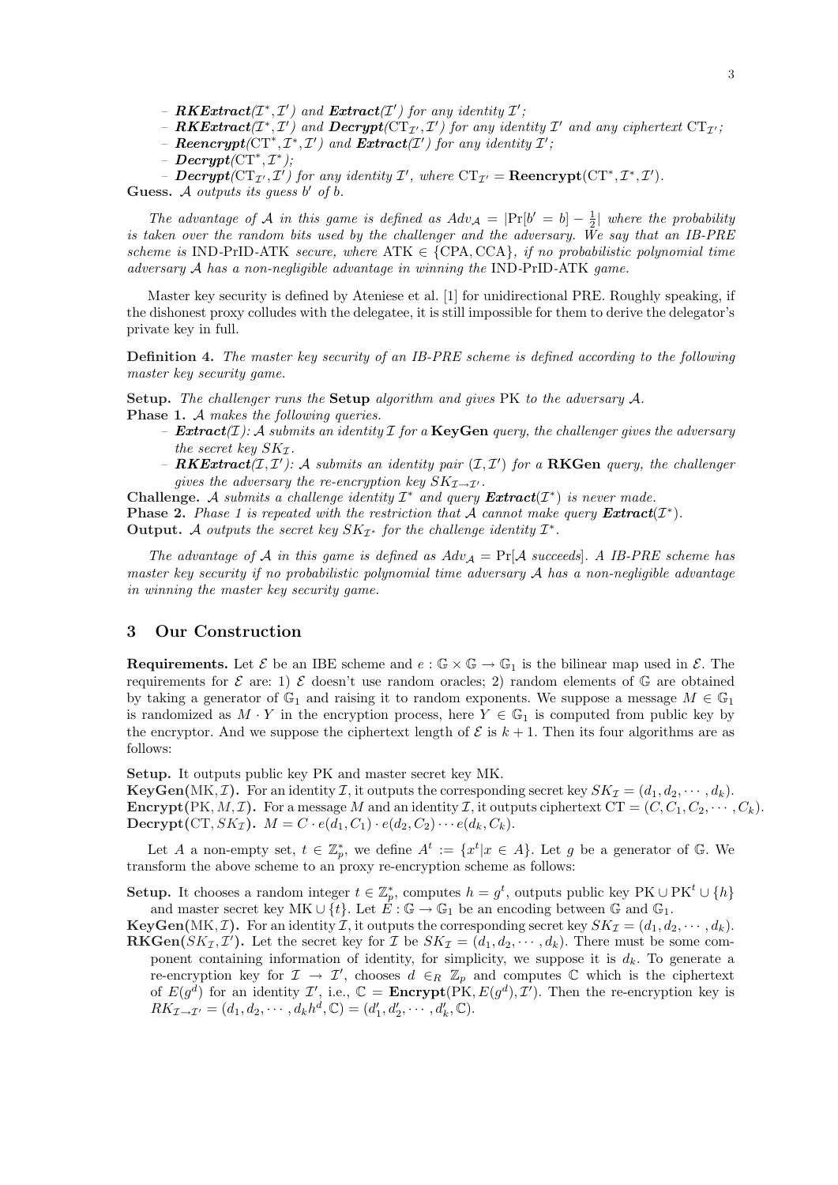- ***RKExtract***$(\mathcal{I}^*, \mathcal{I}')$ *and* ***Extract***$(\mathcal{I}')$ *for any identity* $\mathcal{I}'$;
- ***RKExtract***$(\mathcal{I}^*, \mathcal{I}')$ *and* ***Decrypt***$(\mathrm{CT}_{\mathcal{I}'}, \mathcal{I}')$ *for any identity* $\mathcal{I}'$ *and any ciphertext* $\mathrm{CT}_{\mathcal{I}'}$;
- ***Reencrypt***$(\mathrm{CT}^*, \mathcal{I}^*, \mathcal{I}')$ *and* ***Extract***$(\mathcal{I}')$ *for any identity* $\mathcal{I}'$;
- ***Decrypt***$(\mathrm{CT}^*, \mathcal{I}^*)$;
- ***Decrypt***$(\mathrm{CT}_{\mathcal{I}'}, \mathcal{I}')$ *for any identity* $\mathcal{I}'$, *where* $\mathrm{CT}_{\mathcal{I}'} = \mathbf{Reencrypt}(\mathrm{CT}^*, \mathcal{I}^*, \mathcal{I}')$.

**Guess.** *$\mathcal{A}$ outputs its guess $b'$ of $b$.*

*The advantage of $\mathcal{A}$ in this game is defined as $Adv_{\mathcal{A}} = |\Pr[b' = b] - \frac{1}{2}|$ where the probability is taken over the random bits used by the challenger and the adversary. We say that an IB-PRE scheme is* IND-PrID-ATK *secure, where* $\mathrm{ATK} \in \{\mathrm{CPA}, \mathrm{CCA}\}$, *if no probabilistic polynomial time adversary $\mathcal{A}$ has a non-negligible advantage in winning the* IND-PrID-ATK *game.*

Master key security is defined by Ateniese et al. [1] for unidirectional PRE. Roughly speaking, if the dishonest proxy colludes with the delegatee, it is still impossible for them to derive the delegator's private key in full.

**Definition 4.** *The master key security of an IB-PRE scheme is defined according to the following master key security game.*

**Setup.** *The challenger runs the* **Setup** *algorithm and gives* PK *to the adversary $\mathcal{A}$.*

**Phase 1.** *$\mathcal{A}$ makes the following queries.*

- ***Extract***$(\mathcal{I})$: *$\mathcal{A}$ submits an identity $\mathcal{I}$ for a* **KeyGen** *query, the challenger gives the adversary the secret key $SK_{\mathcal{I}}$.*
- ***RKExtract***$(\mathcal{I}, \mathcal{I}')$: *$\mathcal{A}$ submits an identity pair $(\mathcal{I}, \mathcal{I}')$ for a* **RKGen** *query, the challenger gives the adversary the re-encryption key $SK_{\mathcal{I} \to \mathcal{I}'}$.*

**Challenge.** *$\mathcal{A}$ submits a challenge identity $\mathcal{I}^*$ and query* ***Extract***$(\mathcal{I}^*)$ *is never made.*

**Phase 2.** *Phase 1 is repeated with the restriction that $\mathcal{A}$ cannot make query* ***Extract***$(\mathcal{I}^*)$.

**Output.** *$\mathcal{A}$ outputs the secret key $SK_{\mathcal{I}^*}$ for the challenge identity $\mathcal{I}^*$.*

*The advantage of $\mathcal{A}$ in this game is defined as $Adv_{\mathcal{A}} = \Pr[\mathcal{A}$ succeeds$]$. A IB-PRE scheme has master key security if no probabilistic polynomial time adversary $\mathcal{A}$ has a non-negligible advantage in winning the master key security game.*

## 3 Our Construction

**Requirements.** Let $\mathcal{E}$ be an IBE scheme and $e : \mathbb{G} \times \mathbb{G} \to \mathbb{G}_1$ is the bilinear map used in $\mathcal{E}$. The requirements for $\mathcal{E}$ are: 1) $\mathcal{E}$ doesn't use random oracles; 2) random elements of $\mathbb{G}$ are obtained by taking a generator of $\mathbb{G}_1$ and raising it to random exponents. We suppose a message $M \in \mathbb{G}_1$ is randomized as $M \cdot Y$ in the encryption process, here $Y \in \mathbb{G}_1$ is computed from public key by the encryptor. And we suppose the ciphertext length of $\mathcal{E}$ is $k+1$. Then its four algorithms are as follows:

**Setup.** It outputs public key PK and master secret key MK.

**KeyGen(MK, $\mathcal{I}$).** For an identity $\mathcal{I}$, it outputs the corresponding secret key $SK_{\mathcal{I}} = (d_1, d_2, \cdots, d_k)$.

**Encrypt(PK, $M$, $\mathcal{I}$).** For a message $M$ and an identity $\mathcal{I}$, it outputs ciphertext $\mathrm{CT} = (C, C_1, C_2, \cdots, C_k)$.

**Decrypt(CT, $SK_{\mathcal{I}}$).** $M = C \cdot e(d_1, C_1) \cdot e(d_2, C_2) \cdots e(d_k, C_k)$.

Let $A$ a non-empty set, $t \in \mathbb{Z}_p^*$, we define $A^t := \{x^t | x \in A\}$. Let $g$ be a generator of $\mathbb{G}$. We transform the above scheme to an proxy re-encryption scheme as follows:

**Setup.** It chooses a random integer $t \in \mathbb{Z}_p^*$, computes $h = g^t$, outputs public key $\mathrm{PK} \cup \mathrm{PK}^t \cup \{h\}$ and master secret key $\mathrm{MK} \cup \{t\}$. Let $E : \mathbb{G} \to \mathbb{G}_1$ be an encoding between $\mathbb{G}$ and $\mathbb{G}_1$.

**KeyGen(MK, $\mathcal{I}$).** For an identity $\mathcal{I}$, it outputs the corresponding secret key $SK_{\mathcal{I}} = (d_1, d_2, \cdots, d_k)$.

**RKGen($SK_{\mathcal{I}}$, $\mathcal{I}'$).** Let the secret key for $\mathcal{I}$ be $SK_{\mathcal{I}} = (d_1, d_2, \cdots, d_k)$. There must be some component containing information of identity, for simplicity, we suppose it is $d_k$. To generate a re-encryption key for $\mathcal{I} \to \mathcal{I}'$, chooses $d \in_R \mathbb{Z}_p$ and computes $\mathbb{C}$ which is the ciphertext of $E(g^d)$ for an identity $\mathcal{I}'$, i.e., $\mathbb{C} = \mathbf{Encrypt}(\mathrm{PK}, E(g^d), \mathcal{I}')$. Then the re-encryption key is $RK_{\mathcal{I} \to \mathcal{I}'} = (d_1, d_2, \cdots, d_k h^d, \mathbb{C}) = (d'_1, d'_2, \cdots, d'_k, \mathbb{C})$.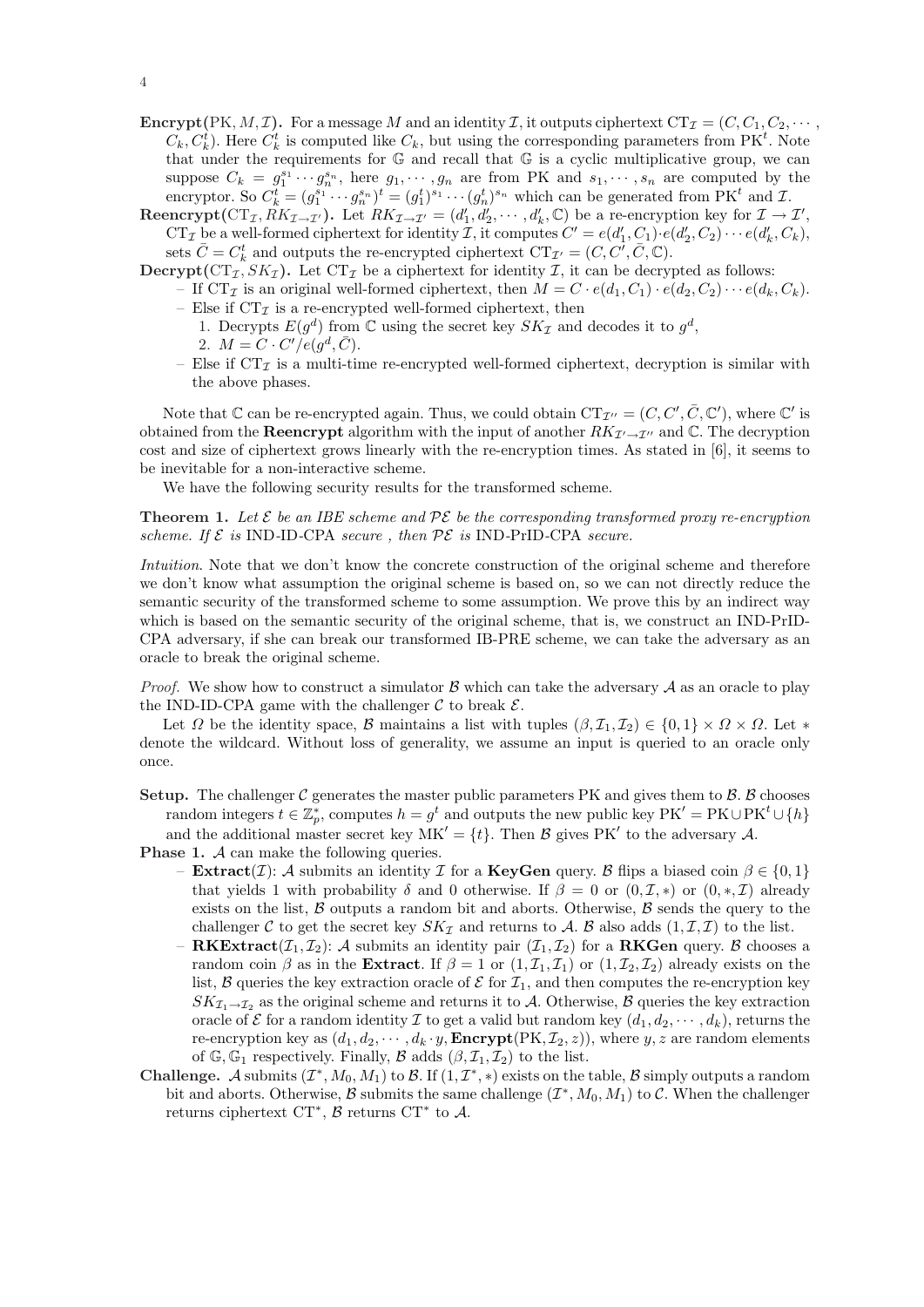**Encrypt(PK, $M, \mathcal{I}$).** For a message $M$ and an identity $\mathcal{I}$, it outputs ciphertext $\mathrm{CT}_{\mathcal{I}} = (C, C_1, C_2, \cdots, C_k, C_k^t)$. Here $C_k^t$ is computed like $C_k$, but using the corresponding parameters from $\mathrm{PK}^t$. Note that under the requirements for $\mathbb{G}$ and recall that $\mathbb{G}$ is a cyclic multiplicative group, we can suppose $C_k = g_1^{s_1} \cdots g_n^{s_n}$, here $g_1, \cdots, g_n$ are from PK and $s_1, \cdots, s_n$ are computed by the encryptor. So $C_k^t = (g_1^{s_1} \cdots g_n^{s_n})^t = (g_1^t)^{s_1} \cdots (g_n^t)^{s_n}$ which can be generated from $\mathrm{PK}^t$ and $\mathcal{I}$.

**Reencrypt($\mathrm{CT}_{\mathcal{I}}, RK_{\mathcal{I} \to \mathcal{I}'}$).** Let $RK_{\mathcal{I} \to \mathcal{I}'} = (d_1', d_2', \cdots, d_k', \mathbb{C})$ be a re-encryption key for $\mathcal{I} \to \mathcal{I}'$, $\mathrm{CT}_{\mathcal{I}}$ be a well-formed ciphertext for identity $\mathcal{I}$, it computes $C' = e(d_1', C_1) \cdot e(d_2', C_2) \cdots e(d_k', C_k)$, sets $\bar{C} = C_k^t$ and outputs the re-encrypted ciphertext $\mathrm{CT}_{\mathcal{I}'} = (C, C', \bar{C}, \mathbb{C})$.

**Decrypt($\mathrm{CT}_{\mathcal{I}}, SK_{\mathcal{I}}$).** Let $\mathrm{CT}_{\mathcal{I}}$ be a ciphertext for identity $\mathcal{I}$, it can be decrypted as follows:

- If $\mathrm{CT}_{\mathcal{I}}$ is an original well-formed ciphertext, then $M = C \cdot e(d_1, C_1) \cdot e(d_2, C_2) \cdots e(d_k, C_k)$.
- Else if $\mathrm{CT}_{\mathcal{I}}$ is a re-encrypted well-formed ciphertext, then
  1. Decrypts $E(g^d)$ from $\mathbb{C}$ using the secret key $SK_{\mathcal{I}}$ and decodes it to $g^d$,
  2. $M = C \cdot C' / e(g^d, \bar{C})$.
- Else if $\mathrm{CT}_{\mathcal{I}}$ is a multi-time re-encrypted well-formed ciphertext, decryption is similar with the above phases.

Note that $\mathbb{C}$ can be re-encrypted again. Thus, we could obtain $\mathrm{CT}_{\mathcal{I}''} = (C, C', \bar{C}, \mathbb{C}')$, where $\mathbb{C}'$ is obtained from the **Reencrypt** algorithm with the input of another $RK_{\mathcal{I}' \to \mathcal{I}''}$ and $\mathbb{C}$. The decryption cost and size of ciphertext grows linearly with the re-encryption times. As stated in [6], it seems to be inevitable for a non-interactive scheme.

We have the following security results for the transformed scheme.

**Theorem 1.** *Let $\mathcal{E}$ be an IBE scheme and $\mathcal{PE}$ be the corresponding transformed proxy re-encryption scheme. If $\mathcal{E}$ is* IND-ID-CPA *secure , then $\mathcal{PE}$ is* IND-PrID-CPA *secure.*

*Intuition*. Note that we don't know the concrete construction of the original scheme and therefore we don't know what assumption the original scheme is based on, so we can not directly reduce the semantic security of the transformed scheme to some assumption. We prove this by an indirect way which is based on the semantic security of the original scheme, that is, we construct an IND-PrID-CPA adversary, if she can break our transformed IB-PRE scheme, we can take the adversary as an oracle to break the original scheme.

*Proof.* We show how to construct a simulator $\mathcal{B}$ which can take the adversary $\mathcal{A}$ as an oracle to play the IND-ID-CPA game with the challenger $\mathcal{C}$ to break $\mathcal{E}$.

Let $\Omega$ be the identity space, $\mathcal{B}$ maintains a list with tuples $(\beta, \mathcal{I}_1, \mathcal{I}_2) \in \{0,1\} \times \Omega \times \Omega$. Let $*$ denote the wildcard. Without loss of generality, we assume an input is queried to an oracle only once.

**Setup.** The challenger $\mathcal{C}$ generates the master public parameters PK and gives them to $\mathcal{B}$. $\mathcal{B}$ chooses random integers $t \in \mathbb{Z}_p^*$, computes $h = g^t$ and outputs the new public key $\mathrm{PK}' = \mathrm{PK} \cup \mathrm{PK}^t \cup \{h\}$ and the additional master secret key $\mathrm{MK}' = \{t\}$. Then $\mathcal{B}$ gives $\mathrm{PK}'$ to the adversary $\mathcal{A}$.

**Phase 1.** $\mathcal{A}$ can make the following queries.

- **Extract**($\mathcal{I}$): $\mathcal{A}$ submits an identity $\mathcal{I}$ for a **KeyGen** query. $\mathcal{B}$ flips a biased coin $\beta \in \{0,1\}$ that yields 1 with probability $\delta$ and 0 otherwise. If $\beta = 0$ or $(0, \mathcal{I}, *)$ or $(0, *, \mathcal{I})$ already exists on the list, $\mathcal{B}$ outputs a random bit and aborts. Otherwise, $\mathcal{B}$ sends the query to the challenger $\mathcal{C}$ to get the secret key $SK_{\mathcal{I}}$ and returns to $\mathcal{A}$. $\mathcal{B}$ also adds $(1, \mathcal{I}, \mathcal{I})$ to the list.
- **RKExtract**($\mathcal{I}_1, \mathcal{I}_2$): $\mathcal{A}$ submits an identity pair $(\mathcal{I}_1, \mathcal{I}_2)$ for a **RKGen** query. $\mathcal{B}$ chooses a random coin $\beta$ as in the **Extract**. If $\beta = 1$ or $(1, \mathcal{I}_1, \mathcal{I}_1)$ or $(1, \mathcal{I}_2, \mathcal{I}_2)$ already exists on the list, $\mathcal{B}$ queries the key extraction oracle of $\mathcal{E}$ for $\mathcal{I}_1$, and then computes the re-encryption key $SK_{\mathcal{I}_1 \to \mathcal{I}_2}$ as the original scheme and returns it to $\mathcal{A}$. Otherwise, $\mathcal{B}$ queries the key extraction oracle of $\mathcal{E}$ for a random identity $\mathcal{I}$ to get a valid but random key $(d_1, d_2, \cdots, d_k)$, returns the re-encryption key as $(d_1, d_2, \cdots, d_k \cdot y, \mathbf{Encrypt}(\mathrm{PK}, \mathcal{I}_2, z))$, where $y, z$ are random elements of $\mathbb{G}, \mathbb{G}_1$ respectively. Finally, $\mathcal{B}$ adds $(\beta, \mathcal{I}_1, \mathcal{I}_2)$ to the list.

**Challenge.** $\mathcal{A}$ submits $(\mathcal{I}^*, M_0, M_1)$ to $\mathcal{B}$. If $(1, \mathcal{I}^*, *)$ exists on the table, $\mathcal{B}$ simply outputs a random bit and aborts. Otherwise, $\mathcal{B}$ submits the same challenge $(\mathcal{I}^*, M_0, M_1)$ to $\mathcal{C}$. When the challenger returns ciphertext $\mathrm{CT}^*$, $\mathcal{B}$ returns $\mathrm{CT}^*$ to $\mathcal{A}$.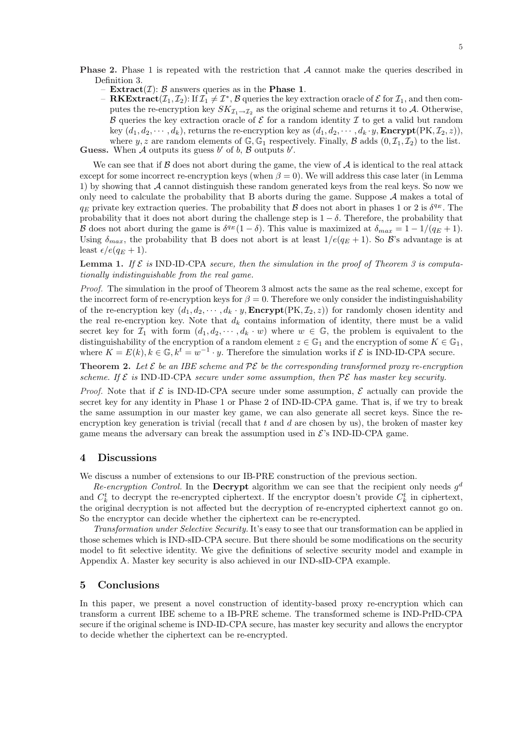**Phase 2.** Phase 1 is repeated with the restriction that $\mathcal{A}$ cannot make the queries described in Definition 3.

- **Extract**($\mathcal{I}$): $\mathcal{B}$ answers queries as in the **Phase 1**.
- **RKExtract**($\mathcal{I}_1, \mathcal{I}_2$): If $\mathcal{I}_1 \neq \mathcal{I}^*$, $\mathcal{B}$ queries the key extraction oracle of $\mathcal{E}$ for $\mathcal{I}_1$, and then computes the re-encryption key $SK_{\mathcal{I}_1 \to \mathcal{I}_2}$ as the original scheme and returns it to $\mathcal{A}$. Otherwise, $\mathcal{B}$ queries the key extraction oracle of $\mathcal{E}$ for a random identity $\mathcal{I}$ to get a valid but random key $(d_1, d_2, \cdots, d_k)$, returns the re-encryption key as $(d_1, d_2, \cdots, d_k \cdot y, \mathbf{Encrypt}(\text{PK}, \mathcal{I}_2, z))$, where $y, z$ are random elements of $\mathbb{G}, \mathbb{G}_1$ respectively. Finally, $\mathcal{B}$ adds $(0, \mathcal{I}_1, \mathcal{I}_2)$ to the list.

**Guess.** When $\mathcal{A}$ outputs its guess $b'$ of $b$, $\mathcal{B}$ outputs $b'$.

We can see that if $\mathcal{B}$ does not abort during the game, the view of $\mathcal{A}$ is identical to the real attack except for some incorrect re-encryption keys (when $\beta = 0$). We will address this case later (in Lemma 1) by showing that $\mathcal{A}$ cannot distinguish these random generated keys from the real keys. So now we only need to calculate the probability that B aborts during the game. Suppose $\mathcal{A}$ makes a total of $q_E$ private key extraction queries. The probability that $\mathcal{B}$ does not abort in phases 1 or 2 is $\delta^{q_E}$. The probability that it does not abort during the challenge step is $1 - \delta$. Therefore, the probability that $\mathcal{B}$ does not abort during the game is $\delta^{q_E}(1 - \delta)$. This value is maximized at $\delta_{max} = 1 - 1/(q_E + 1)$. Using $\delta_{max}$, the probability that B does not abort is at least $1/e(q_E + 1)$. So $\mathcal{B}$'s advantage is at least $\epsilon/e(q_E + 1)$.

**Lemma 1.** *If $\mathcal{E}$ is* IND-ID-CPA *secure, then the simulation in the proof of Theorem 3 is computationally indistinguishable from the real game.*

*Proof.* The simulation in the proof of Theorem 3 almost acts the same as the real scheme, except for the incorrect form of re-encryption keys for $\beta = 0$. Therefore we only consider the indistinguishability of the re-encryption key $(d_1, d_2, \cdots, d_k \cdot y, \mathbf{Encrypt}(\text{PK}, \mathcal{I}_2, z))$ for randomly chosen identity and the real re-encryption key. Note that $d_k$ contains information of identity, there must be a valid secret key for $\mathcal{I}_1$ with form $(d_1, d_2, \cdots, d_k \cdot w)$ where $w \in \mathbb{G}$, the problem is equivalent to the distinguishability of the encryption of a random element $z \in \mathbb{G}_1$ and the encryption of some $K \in \mathbb{G}_1$, where $K = E(k), k \in \mathbb{G}, k^t = w^{-1} \cdot y$. Therefore the simulation works if $\mathcal{E}$ is IND-ID-CPA secure.

**Theorem 2.** *Let $\mathcal{E}$ be an IBE scheme and $\mathcal{PE}$ be the corresponding transformed proxy re-encryption scheme. If $\mathcal{E}$ is* IND-ID-CPA *secure under some assumption, then $\mathcal{PE}$ has master key security.*

*Proof.* Note that if $\mathcal{E}$ is IND-ID-CPA secure under some assumption, $\mathcal{E}$ actually can provide the secret key for any identity in Phase 1 or Phase 2 of IND-ID-CPA game. That is, if we try to break the same assumption in our master key game, we can also generate all secret keys. Since the re-encryption key generation is trivial (recall that $t$ and $d$ are chosen by us), the broken of master key game means the adversary can break the assumption used in $\mathcal{E}$'s IND-ID-CPA game.

## 4 Discussions

We discuss a number of extensions to our IB-PRE construction of the previous section.

*Re-encryption Control.* In the **Decrypt** algorithm we can see that the recipient only needs $g^d$ and $C_k^t$ to decrypt the re-encrypted ciphertext. If the encryptor doesn't provide $C_k^t$ in ciphertext, the original decryption is not affected but the decryption of re-encrypted ciphertext cannot go on. So the encryptor can decide whether the ciphertext can be re-encrypted.

*Transformation under Selective Security.* It's easy to see that our transformation can be applied in those schemes which is IND-sID-CPA secure. But there should be some modifications on the security model to fit selective identity. We give the definitions of selective security model and example in Appendix A. Master key security is also achieved in our IND-sID-CPA example.

## 5 Conclusions

In this paper, we present a novel construction of identity-based proxy re-encryption which can transform a current IBE scheme to a IB-PRE scheme. The transformed scheme is IND-PrID-CPA secure if the original scheme is IND-ID-CPA secure, has master key security and allows the encryptor to decide whether the ciphertext can be re-encrypted.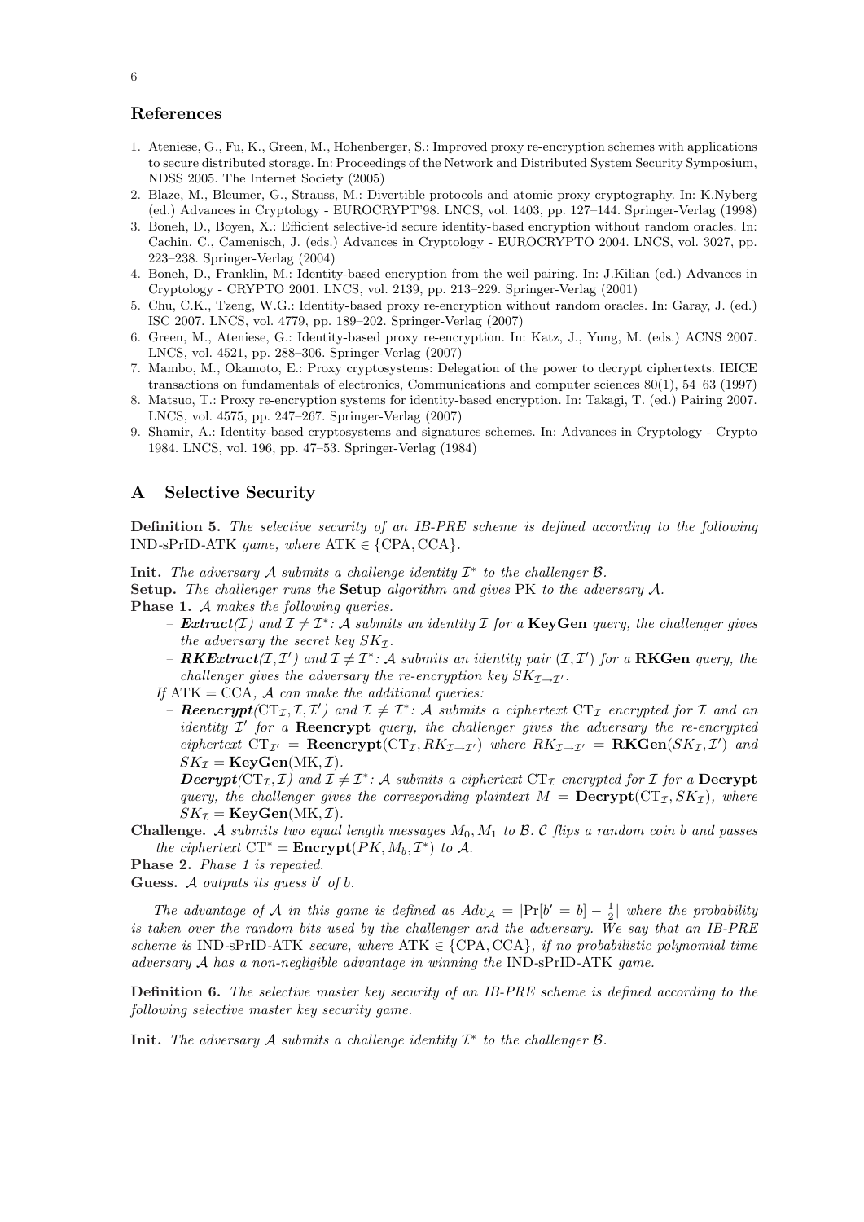## References

1. Ateniese, G., Fu, K., Green, M., Hohenberger, S.: Improved proxy re-encryption schemes with applications to secure distributed storage. In: Proceedings of the Network and Distributed System Security Symposium, NDSS 2005. The Internet Society (2005)
2. Blaze, M., Bleumer, G., Strauss, M.: Divertible protocols and atomic proxy cryptography. In: K.Nyberg (ed.) Advances in Cryptology - EUROCRYPT'98. LNCS, vol. 1403, pp. 127–144. Springer-Verlag (1998)
3. Boneh, D., Boyen, X.: Efficient selective-id secure identity-based encryption without random oracles. In: Cachin, C., Camenisch, J. (eds.) Advances in Cryptology - EUROCRYPTO 2004. LNCS, vol. 3027, pp. 223–238. Springer-Verlag (2004)
4. Boneh, D., Franklin, M.: Identity-based encryption from the weil pairing. In: J.Kilian (ed.) Advances in Cryptology - CRYPTO 2001. LNCS, vol. 2139, pp. 213–229. Springer-Verlag (2001)
5. Chu, C.K., Tzeng, W.G.: Identity-based proxy re-encryption without random oracles. In: Garay, J. (ed.) ISC 2007. LNCS, vol. 4779, pp. 189–202. Springer-Verlag (2007)
6. Green, M., Ateniese, G.: Identity-based proxy re-encryption. In: Katz, J., Yung, M. (eds.) ACNS 2007. LNCS, vol. 4521, pp. 288–306. Springer-Verlag (2007)
7. Mambo, M., Okamoto, E.: Proxy cryptosystems: Delegation of the power to decrypt ciphertexts. IEICE transactions on fundamentals of electronics, Communications and computer sciences 80(1), 54–63 (1997)
8. Matsuo, T.: Proxy re-encryption systems for identity-based encryption. In: Takagi, T. (ed.) Pairing 2007. LNCS, vol. 4575, pp. 247–267. Springer-Verlag (2007)
9. Shamir, A.: Identity-based cryptosystems and signatures schemes. In: Advances in Cryptology - Crypto 1984. LNCS, vol. 196, pp. 47–53. Springer-Verlag (1984)

## A Selective Security

**Definition 5.** *The selective security of an IB-PRE scheme is defined according to the following* IND-sPrID-ATK *game, where* $\text{ATK} \in \{\text{CPA}, \text{CCA}\}$.

**Init.** *The adversary $\mathcal{A}$ submits a challenge identity $\mathcal{I}^*$ to the challenger $\mathcal{B}$.*

**Setup.** *The challenger runs the* **Setup** *algorithm and gives* PK *to the adversary $\mathcal{A}$.*

**Phase 1.** *$\mathcal{A}$ makes the following queries.*

- ***Extract**($\mathcal{I}$) and $\mathcal{I} \neq \mathcal{I}^*$: $\mathcal{A}$ submits an identity $\mathcal{I}$ for a* **KeyGen** *query, the challenger gives the adversary the secret key $SK_{\mathcal{I}}$.*
- ***RKExtract**($\mathcal{I}, \mathcal{I}'$) and $\mathcal{I} \neq \mathcal{I}^*$: $\mathcal{A}$ submits an identity pair $(\mathcal{I}, \mathcal{I}')$ for a* **RKGen** *query, the challenger gives the adversary the re-encryption key $SK_{\mathcal{I} \to \mathcal{I}'}$.*

*If* ATK = CCA, *$\mathcal{A}$ can make the additional queries:*

- ***Reencrypt**($\text{CT}_{\mathcal{I}}, \mathcal{I}, \mathcal{I}'$) and $\mathcal{I} \neq \mathcal{I}^*$: $\mathcal{A}$ submits a ciphertext $\text{CT}_{\mathcal{I}}$ encrypted for $\mathcal{I}$ and an identity $\mathcal{I}'$ for a* **Reencrypt** *query, the challenger gives the adversary the re-encrypted ciphertext $\text{CT}_{\mathcal{I}'} = \mathbf{Reencrypt}(\text{CT}_{\mathcal{I}}, RK_{\mathcal{I} \to \mathcal{I}'})$ where $RK_{\mathcal{I} \to \mathcal{I}'} = \mathbf{RKGen}(SK_{\mathcal{I}}, \mathcal{I}')$ and $SK_{\mathcal{I}} = \mathbf{KeyGen}(\text{MK}, \mathcal{I})$.*
- ***Decrypt**($\text{CT}_{\mathcal{I}}, \mathcal{I}$) and $\mathcal{I} \neq \mathcal{I}^*$: $\mathcal{A}$ submits a ciphertext $\text{CT}_{\mathcal{I}}$ encrypted for $\mathcal{I}$ for a* **Decrypt** *query, the challenger gives the corresponding plaintext $M = \mathbf{Decrypt}(\text{CT}_{\mathcal{I}}, SK_{\mathcal{I}})$, where $SK_{\mathcal{I}} = \mathbf{KeyGen}(\text{MK}, \mathcal{I})$.*

**Challenge.** *$\mathcal{A}$ submits two equal length messages $M_0, M_1$ to $\mathcal{B}$. $\mathcal{C}$ flips a random coin $b$ and passes the ciphertext $\text{CT}^* = \mathbf{Encrypt}(PK, M_b, \mathcal{I}^*)$ to $\mathcal{A}$.*

**Phase 2.** *Phase 1 is repeated.*

**Guess.** *$\mathcal{A}$ outputs its guess $b'$ of $b$.*

*The advantage of $\mathcal{A}$ in this game is defined as $Adv_{\mathcal{A}} = |\Pr[b' = b] - \frac{1}{2}|$ where the probability is taken over the random bits used by the challenger and the adversary. We say that an IB-PRE scheme is* IND-sPrID-ATK *secure, where* $\text{ATK} \in \{\text{CPA}, \text{CCA}\}$, *if no probabilistic polynomial time adversary $\mathcal{A}$ has a non-negligible advantage in winning the* IND-sPrID-ATK *game.*

**Definition 6.** *The selective master key security of an IB-PRE scheme is defined according to the following selective master key security game.*

**Init.** *The adversary $\mathcal{A}$ submits a challenge identity $\mathcal{I}^*$ to the challenger $\mathcal{B}$.*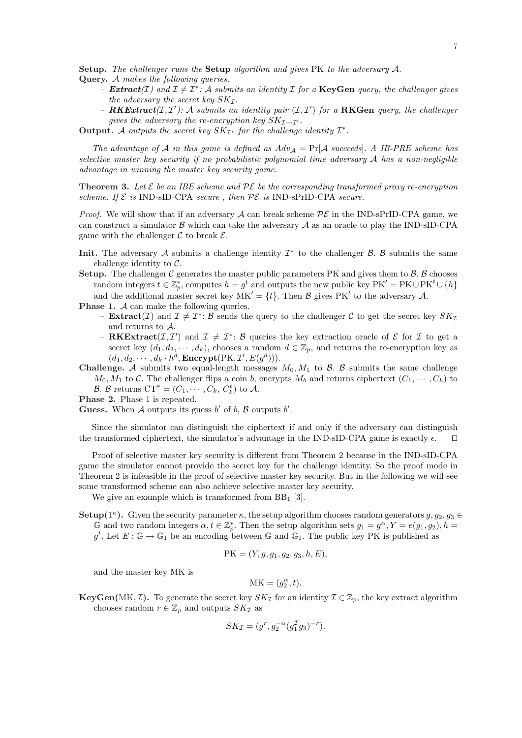**Setup.** *The challenger runs the* **Setup** *algorithm and gives* PK *to the adversary* $\mathcal{A}$.

**Query.** *$\mathcal{A}$ makes the following queries.*

- ***Extract***(*$\mathcal{I}$*) *and* $\mathcal{I} \neq \mathcal{I}^*$: *$\mathcal{A}$ submits an identity $\mathcal{I}$ for a* **KeyGen** *query, the challenger gives the adversary the secret key* $SK_{\mathcal{I}}$.
- ***RKExtract***(*$\mathcal{I}, \mathcal{I}'$*): *$\mathcal{A}$ submits an identity pair $(\mathcal{I}, \mathcal{I}')$ for a* **RKGen** *query, the challenger gives the adversary the re-encryption key* $SK_{\mathcal{I}\to\mathcal{I}'}$.

**Output.** *$\mathcal{A}$ outputs the secret key $SK_{\mathcal{I}^*}$ for the challenge identity $\mathcal{I}^*$.*

*The advantage of $\mathcal{A}$ in this game is defined as $Adv_{\mathcal{A}} = \Pr[\mathcal{A}$ succeeds$]$. A IB-PRE scheme has selective master key security if no probabilistic polynomial time adversary $\mathcal{A}$ has a non-negligible advantage in winning the master key security game.*

**Theorem 3.** *Let $\mathcal{E}$ be an IBE scheme and $\mathcal{PE}$ be the corresponding transformed proxy re-encryption scheme. If $\mathcal{E}$ is* IND-sID-CPA *secure , then $\mathcal{PE}$ is* IND-sPrID-CPA *secure.*

*Proof.* We will show that if an adversary $\mathcal{A}$ can break scheme $\mathcal{PE}$ in the IND-sPrID-CPA game, we can construct a simulator $\mathcal{B}$ which can take the adversary $\mathcal{A}$ as an oracle to play the IND-sID-CPA game with the challenger $\mathcal{C}$ to break $\mathcal{E}$.

**Init.** The adversary $\mathcal{A}$ submits a challenge identity $\mathcal{I}^*$ to the challenger $\mathcal{B}$. $\mathcal{B}$ submits the same challenge identity to $\mathcal{C}$.

**Setup.** The challenger $\mathcal{C}$ generates the master public parameters PK and gives them to $\mathcal{B}$. $\mathcal{B}$ chooses random integers $t \in \mathbb{Z}_p^*$, computes $h = g^t$ and outputs the new public key $\mathrm{PK}' = \mathrm{PK} \cup \mathrm{PK}^t \cup \{h\}$ and the additional master secret key $\mathrm{MK}' = \{t\}$. Then $\mathcal{B}$ gives $\mathrm{PK}'$ to the adversary $\mathcal{A}$.

**Phase 1.** $\mathcal{A}$ can make the following queries.

- **Extract**($\mathcal{I}$) and $\mathcal{I} \neq \mathcal{I}^*$: $\mathcal{B}$ sends the query to the challenger $\mathcal{C}$ to get the secret key $SK_{\mathcal{I}}$ and returns to $\mathcal{A}$.
- **RKExtract**($\mathcal{I}, \mathcal{I}'$) and $\mathcal{I} \neq \mathcal{I}^*$: $\mathcal{B}$ queries the key extraction oracle of $\mathcal{E}$ for $\mathcal{I}$ to get a secret key $(d_1, d_2, \cdots, d_k)$, chooses a random $d \in \mathbb{Z}_p$, and returns the re-encryption key as $(d_1, d_2, \cdots, d_k \cdot h^d, \mathbf{Encrypt}(\mathrm{PK}, \mathcal{I}', E(g^d)))$.

**Challenge.** $\mathcal{A}$ submits two equal-length messages $M_0, M_1$ to $\mathcal{B}$. $\mathcal{B}$ submits the same challenge $M_0, M_1$ to $\mathcal{C}$. The challenger flips a coin $b$, encrypts $M_b$ and returns ciphertext $(C_1, \cdots, C_k)$ to $\mathcal{B}$. $\mathcal{B}$ returns $\mathrm{CT}^* = (C_1, \cdots, C_k,\ C_k^t)$ to $\mathcal{A}$.

**Phase 2.** Phase 1 is repeated.

**Guess.** When $\mathcal{A}$ outputs its guess $b'$ of $b$, $\mathcal{B}$ outputs $b'$.

Since the simulator can distinguish the ciphertext if and only if the adversary can distinguish the transformed ciphertext, the simulator's advantage in the IND-sID-CPA game is exactly $\epsilon$. $\square$

Proof of selective master key security is different from Theorem 2 because in the IND-sID-CPA game the simulator cannot provide the secret key for the challenge identity. So the proof mode in Theorem 2 is infeasible in the proof of selective master key security. But in the following we will see some transformed scheme can also achieve selective master key security.

We give an example which is transformed from $\mathrm{BB}_1$ [3].

**Setup($1^\kappa$).** Given the security parameter $\kappa$, the setup algorithm chooses random generators $g, g_2, g_3 \in \mathbb{G}$ and two random integers $\alpha, t \in \mathbb{Z}_p^*$. Then the setup algorithm sets $g_1 = g^\alpha, Y = e(g_1, g_2), h = g^t$. Let $E : \mathbb{G} \to \mathbb{G}_1$ be an encoding between $\mathbb{G}$ and $\mathbb{G}_1$. The public key PK is published as

$$\mathrm{PK} = (Y, g, g_1, g_2, g_3, h, E),$$

and the master key MK is

$$\mathrm{MK} = (g_2^\alpha, t).$$

**KeyGen(MK, $\mathcal{I}$).** To generate the secret key $SK_{\mathcal{I}}$ for an identity $\mathcal{I} \in \mathbb{Z}_p$, the key extract algorithm chooses random $r \in \mathbb{Z}_p$ and outputs $SK_{\mathcal{I}}$ as

$$SK_{\mathcal{I}} = (g^r, g_2^{-\alpha}(g_1^{\mathcal{I}} g_3)^{-r}).$$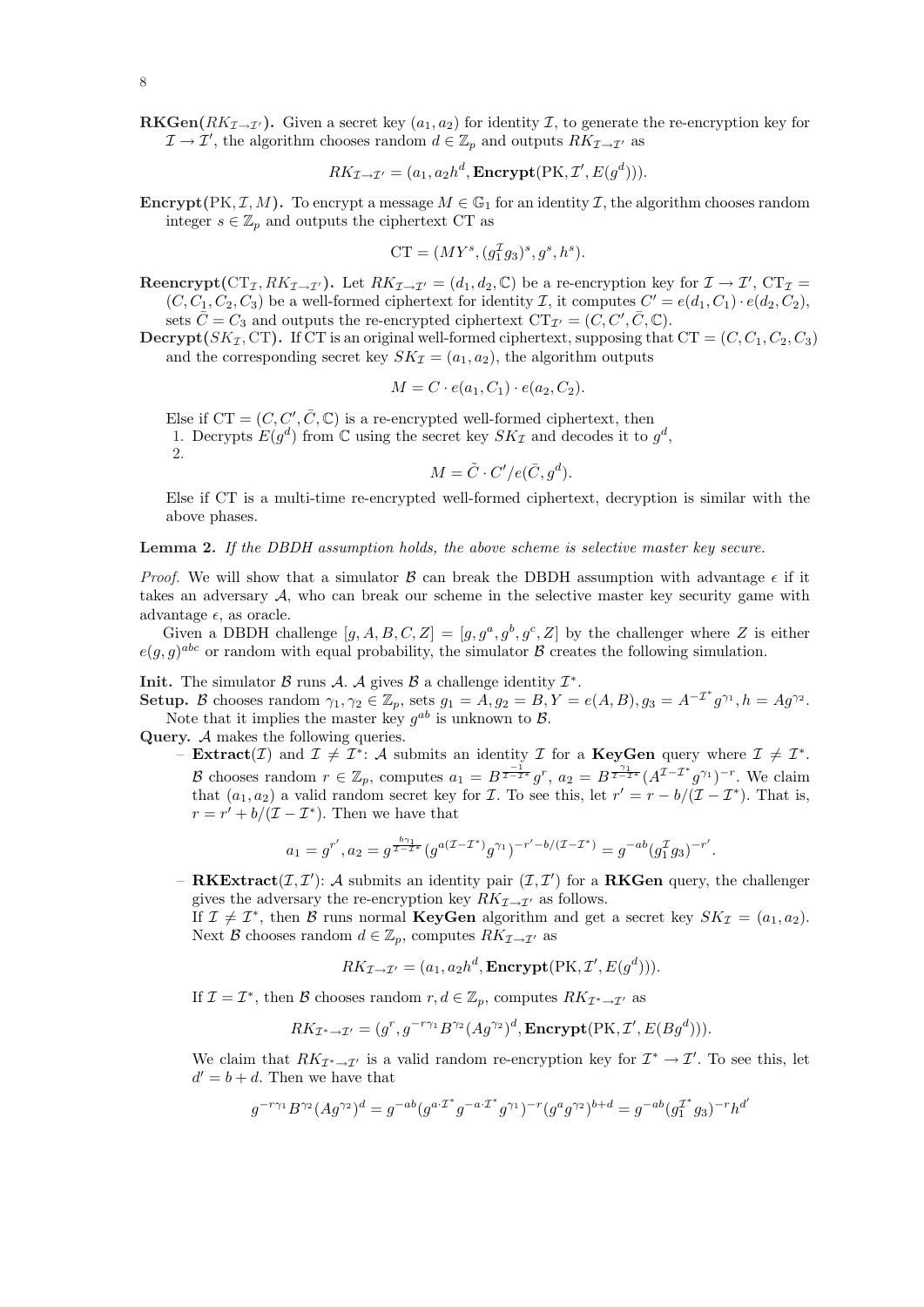**RKGen($RK_{\mathcal{I}\to\mathcal{I}'}$).** Given a secret key $(a_1, a_2)$ for identity $\mathcal{I}$, to generate the re-encryption key for $\mathcal{I} \to \mathcal{I}'$, the algorithm chooses random $d \in \mathbb{Z}_p$ and outputs $RK_{\mathcal{I}\to\mathcal{I}'}$ as

$$RK_{\mathcal{I}\to\mathcal{I}'} = (a_1, a_2 h^d, \mathbf{Encrypt}(\mathrm{PK}, \mathcal{I}', E(g^d))).$$

**Encrypt(PK, $\mathcal{I}$, $M$).** To encrypt a message $M \in \mathbb{G}_1$ for an identity $\mathcal{I}$, the algorithm chooses random integer $s \in \mathbb{Z}_p$ and outputs the ciphertext CT as

$$\mathrm{CT} = (MY^s, (g_1^{\mathcal{I}} g_3)^s, g^s, h^s).$$

**Reencrypt($\mathrm{CT}_{\mathcal{I}}, RK_{\mathcal{I}\to\mathcal{I}'}$).** Let $RK_{\mathcal{I}\to\mathcal{I}'} = (d_1, d_2, \mathbb{C})$ be a re-encryption key for $\mathcal{I} \to \mathcal{I}'$, $\mathrm{CT}_{\mathcal{I}} = (C, C_1, C_2, C_3)$ be a well-formed ciphertext for identity $\mathcal{I}$, it computes $C' = e(d_1, C_1) \cdot e(d_2, C_2)$, sets $\bar{C} = C_3$ and outputs the re-encrypted ciphertext $\mathrm{CT}_{\mathcal{I}'} = (C, C', \bar{C}, \mathbb{C})$.

**Decrypt($SK_{\mathcal{I}}$, CT).** If CT is an original well-formed ciphertext, supposing that $\mathrm{CT} = (C, C_1, C_2, C_3)$ and the corresponding secret key $SK_{\mathcal{I}} = (a_1, a_2)$, the algorithm outputs

$$M = C \cdot e(a_1, C_1) \cdot e(a_2, C_2).$$

Else if $\mathrm{CT} = (C, C', \bar{C}, \mathbb{C})$ is a re-encrypted well-formed ciphertext, then

1. Decrypts $E(g^d)$ from $\mathbb{C}$ using the secret key $SK_{\mathcal{I}}$ and decodes it to $g^d$,
2. $$M = \tilde{C} \cdot C' / e(\bar{C}, g^d).$$

Else if CT is a multi-time re-encrypted well-formed ciphertext, decryption is similar with the above phases.

**Lemma 2.** *If the DBDH assumption holds, the above scheme is selective master key secure.*

*Proof.* We will show that a simulator $\mathcal{B}$ can break the DBDH assumption with advantage $\epsilon$ if it takes an adversary $\mathcal{A}$, who can break our scheme in the selective master key security game with advantage $\epsilon$, as oracle.

Given a DBDH challenge $[g, A, B, C, Z] = [g, g^a, g^b, g^c, Z]$ by the challenger where $Z$ is either $e(g,g)^{abc}$ or random with equal probability, the simulator $\mathcal{B}$ creates the following simulation.

**Init.** The simulator $\mathcal{B}$ runs $\mathcal{A}$. $\mathcal{A}$ gives $\mathcal{B}$ a challenge identity $\mathcal{I}^*$.

**Setup.** $\mathcal{B}$ chooses random $\gamma_1, \gamma_2 \in \mathbb{Z}_p$, sets $g_1 = A, g_2 = B, Y = e(A, B), g_3 = A^{-\mathcal{I}^*} g^{\gamma_1}, h = A g^{\gamma_2}$. Note that it implies the master key $g^{ab}$ is unknown to $\mathcal{B}$.

**Query.** $\mathcal{A}$ makes the following queries.

– **Extract**($\mathcal{I}$) and $\mathcal{I} \neq \mathcal{I}^*$: $\mathcal{A}$ submits an identity $\mathcal{I}$ for a **KeyGen** query where $\mathcal{I} \neq \mathcal{I}^*$. $\mathcal{B}$ chooses random $r \in \mathbb{Z}_p$, computes $a_1 = B^{\frac{-1}{\mathcal{I}-\mathcal{I}^*}} g^r$, $a_2 = B^{\frac{\gamma_1}{\mathcal{I}-\mathcal{I}^*}} (A^{\mathcal{I}-\mathcal{I}^*} g^{\gamma_1})^{-r}$. We claim that $(a_1, a_2)$ a valid random secret key for $\mathcal{I}$. To see this, let $r' = r - b/(\mathcal{I} - \mathcal{I}^*)$. That is, $r = r' + b/(\mathcal{I} - \mathcal{I}^*)$. Then we have that

$$a_1 = g^{r'}, a_2 = g^{\frac{b\gamma_1}{\mathcal{I}-\mathcal{I}^*}} (g^{a(\mathcal{I}-\mathcal{I}^*)} g^{\gamma_1})^{-r' - b/(\mathcal{I}-\mathcal{I}^*)} = g^{-ab} (g_1^{\mathcal{I}} g_3)^{-r'}.$$

– **RKExtract**($\mathcal{I}, \mathcal{I}'$): $\mathcal{A}$ submits an identity pair $(\mathcal{I}, \mathcal{I}')$ for a **RKGen** query, the challenger gives the adversary the re-encryption key $RK_{\mathcal{I}\to\mathcal{I}'}$ as follows.
If $\mathcal{I} \neq \mathcal{I}^*$, then $\mathcal{B}$ runs normal **KeyGen** algorithm and get a secret key $SK_{\mathcal{I}} = (a_1, a_2)$. Next $\mathcal{B}$ chooses random $d \in \mathbb{Z}_p$, computes $RK_{\mathcal{I}\to\mathcal{I}'}$ as

$$RK_{\mathcal{I}\to\mathcal{I}'} = (a_1, a_2 h^d, \mathbf{Encrypt}(\mathrm{PK}, \mathcal{I}', E(g^d))).$$

If $\mathcal{I} = \mathcal{I}^*$, then $\mathcal{B}$ chooses random $r, d \in \mathbb{Z}_p$, computes $RK_{\mathcal{I}^*\to\mathcal{I}'}$ as

$$RK_{\mathcal{I}^*\to\mathcal{I}'} = (g^r, g^{-r\gamma_1} B^{\gamma_2} (A g^{\gamma_2})^d, \mathbf{Encrypt}(\mathrm{PK}, \mathcal{I}', E(B g^d))).$$

We claim that $RK_{\mathcal{I}^*\to\mathcal{I}'}$ is a valid random re-encryption key for $\mathcal{I}^* \to \mathcal{I}'$. To see this, let $d' = b + d$. Then we have that

$$g^{-r\gamma_1} B^{\gamma_2} (A g^{\gamma_2})^d = g^{-ab} (g^{a \cdot \mathcal{I}^*} g^{-a \cdot \mathcal{I}^*} g^{\gamma_1})^{-r} (g^a g^{\gamma_2})^{b+d} = g^{-ab} (g_1^{\mathcal{I}^*} g_3)^{-r} h^{d'}$$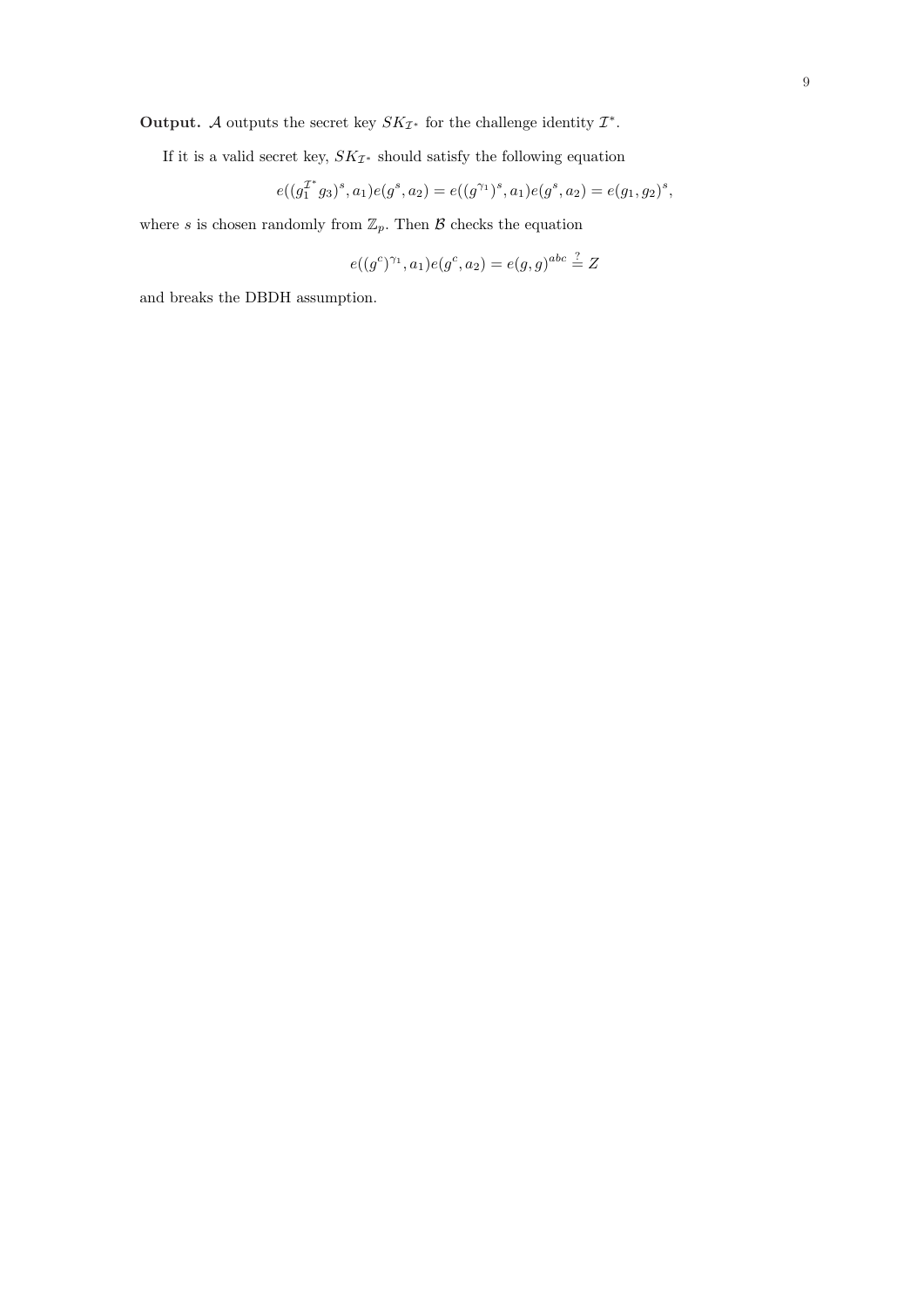**Output.** $\mathcal{A}$ outputs the secret key $SK_{\mathcal{I}^*}$ for the challenge identity $\mathcal{I}^*$.

If it is a valid secret key, $SK_{\mathcal{I}^*}$ should satisfy the following equation

$$e((g_1^{\mathcal{I}^*} g_3)^s, a_1)e(g^s, a_2) = e((g^{\gamma_1})^s, a_1)e(g^s, a_2) = e(g_1, g_2)^s,$$

where $s$ is chosen randomly from $\mathbb{Z}_p$. Then $\mathcal{B}$ checks the equation

$$e((g^c)^{\gamma_1}, a_1)e(g^c, a_2) = e(g, g)^{abc} \stackrel{?}{=} Z$$

and breaks the DBDH assumption.